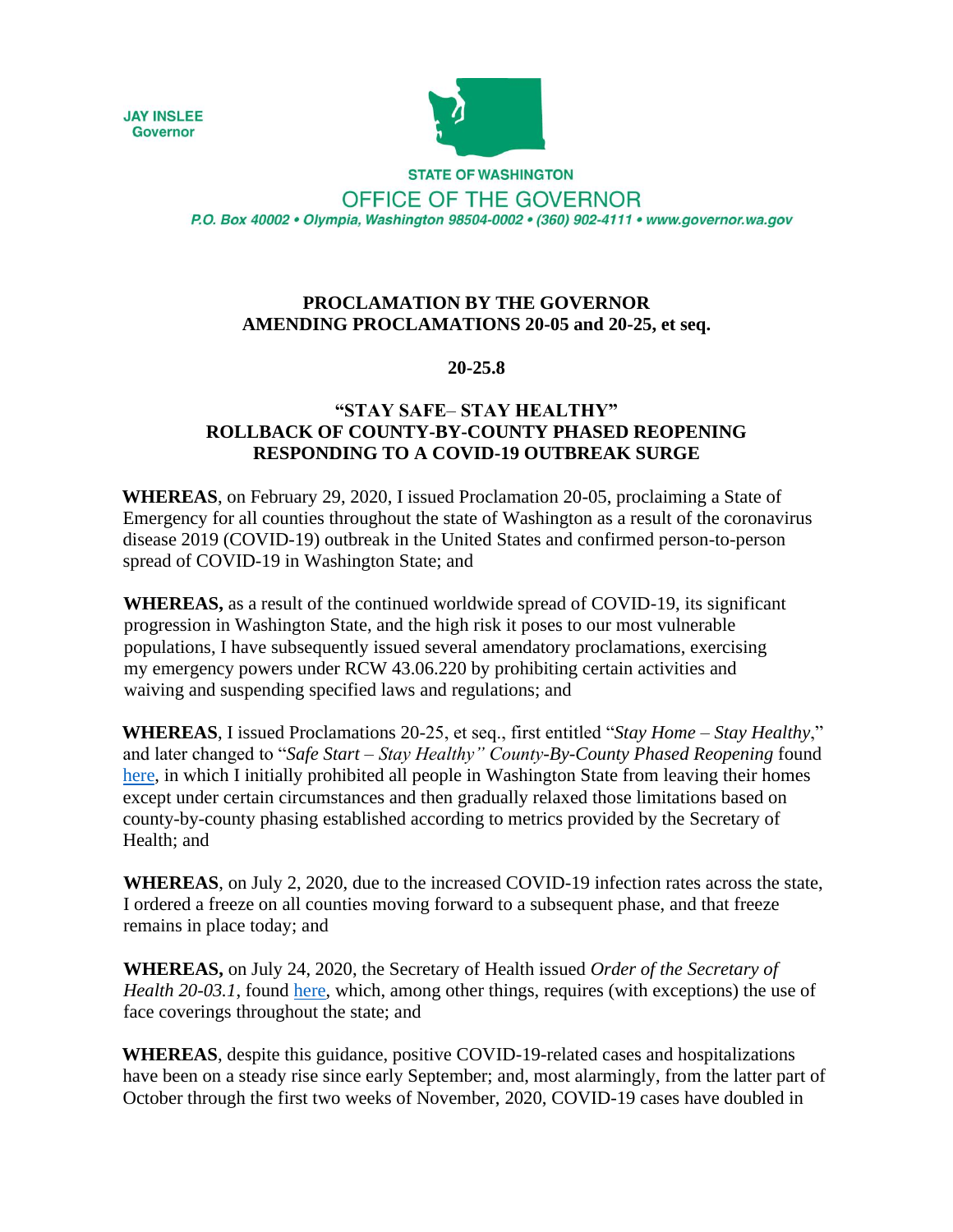**JAY INSLEE**
**Governor**

**STATE OF WASHINGTON**

OFFICE OF THE GOVERNOR

*P.O. Box 40002 • Olympia, Washington 98504-0002 • (360) 902-4111 • www.governor.wa.gov*

**PROCLAMATION BY THE GOVERNOR**
**AMENDING PROCLAMATIONS 20-05 and 20-25, et seq.**

**20-25.8**

**"STAY SAFE– STAY HEALTHY"**
**ROLLBACK OF COUNTY-BY-COUNTY PHASED REOPENING**
**RESPONDING TO A COVID-19 OUTBREAK SURGE**

**WHEREAS**, on February 29, 2020, I issued Proclamation 20-05, proclaiming a State of Emergency for all counties throughout the state of Washington as a result of the coronavirus disease 2019 (COVID-19) outbreak in the United States and confirmed person-to-person spread of COVID-19 in Washington State; and

**WHEREAS,** as a result of the continued worldwide spread of COVID-19, its significant progression in Washington State, and the high risk it poses to our most vulnerable populations, I have subsequently issued several amendatory proclamations, exercising my emergency powers under RCW 43.06.220 by prohibiting certain activities and waiving and suspending specified laws and regulations; and

**WHEREAS**, I issued Proclamations 20-25, et seq., first entitled "*Stay Home – Stay Healthy*," and later changed to "*Safe Start – Stay Healthy" County-By-County Phased Reopening* found here, in which I initially prohibited all people in Washington State from leaving their homes except under certain circumstances and then gradually relaxed those limitations based on county-by-county phasing established according to metrics provided by the Secretary of Health; and

**WHEREAS**, on July 2, 2020, due to the increased COVID-19 infection rates across the state, I ordered a freeze on all counties moving forward to a subsequent phase, and that freeze remains in place today; and

**WHEREAS,** on July 24, 2020, the Secretary of Health issued *Order of the Secretary of Health 20-03.1*, found here, which, among other things, requires (with exceptions) the use of face coverings throughout the state; and

**WHEREAS**, despite this guidance, positive COVID-19-related cases and hospitalizations have been on a steady rise since early September; and, most alarmingly, from the latter part of October through the first two weeks of November, 2020, COVID-19 cases have doubled in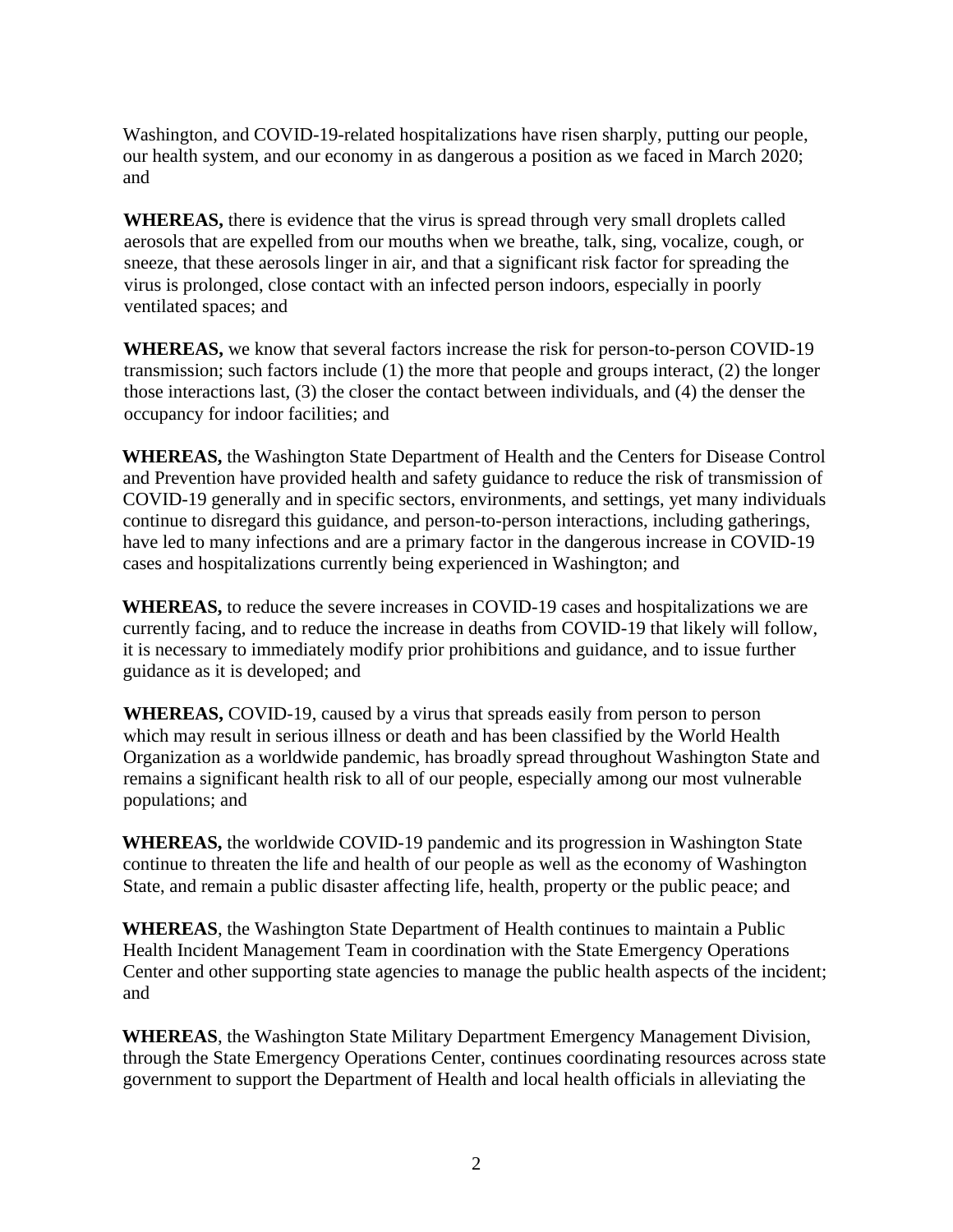Washington, and COVID-19-related hospitalizations have risen sharply, putting our people, our health system, and our economy in as dangerous a position as we faced in March 2020; and

**WHEREAS,** there is evidence that the virus is spread through very small droplets called aerosols that are expelled from our mouths when we breathe, talk, sing, vocalize, cough, or sneeze, that these aerosols linger in air, and that a significant risk factor for spreading the virus is prolonged, close contact with an infected person indoors, especially in poorly ventilated spaces; and

**WHEREAS,** we know that several factors increase the risk for person-to-person COVID-19 transmission; such factors include (1) the more that people and groups interact, (2) the longer those interactions last, (3) the closer the contact between individuals, and (4) the denser the occupancy for indoor facilities; and

**WHEREAS,** the Washington State Department of Health and the Centers for Disease Control and Prevention have provided health and safety guidance to reduce the risk of transmission of COVID-19 generally and in specific sectors, environments, and settings, yet many individuals continue to disregard this guidance, and person-to-person interactions, including gatherings, have led to many infections and are a primary factor in the dangerous increase in COVID-19 cases and hospitalizations currently being experienced in Washington; and

**WHEREAS,** to reduce the severe increases in COVID-19 cases and hospitalizations we are currently facing, and to reduce the increase in deaths from COVID-19 that likely will follow, it is necessary to immediately modify prior prohibitions and guidance, and to issue further guidance as it is developed; and

**WHEREAS,** COVID-19, caused by a virus that spreads easily from person to person which may result in serious illness or death and has been classified by the World Health Organization as a worldwide pandemic, has broadly spread throughout Washington State and remains a significant health risk to all of our people, especially among our most vulnerable populations; and

**WHEREAS,** the worldwide COVID-19 pandemic and its progression in Washington State continue to threaten the life and health of our people as well as the economy of Washington State, and remain a public disaster affecting life, health, property or the public peace; and

**WHEREAS**, the Washington State Department of Health continues to maintain a Public Health Incident Management Team in coordination with the State Emergency Operations Center and other supporting state agencies to manage the public health aspects of the incident; and

**WHEREAS**, the Washington State Military Department Emergency Management Division, through the State Emergency Operations Center, continues coordinating resources across state government to support the Department of Health and local health officials in alleviating the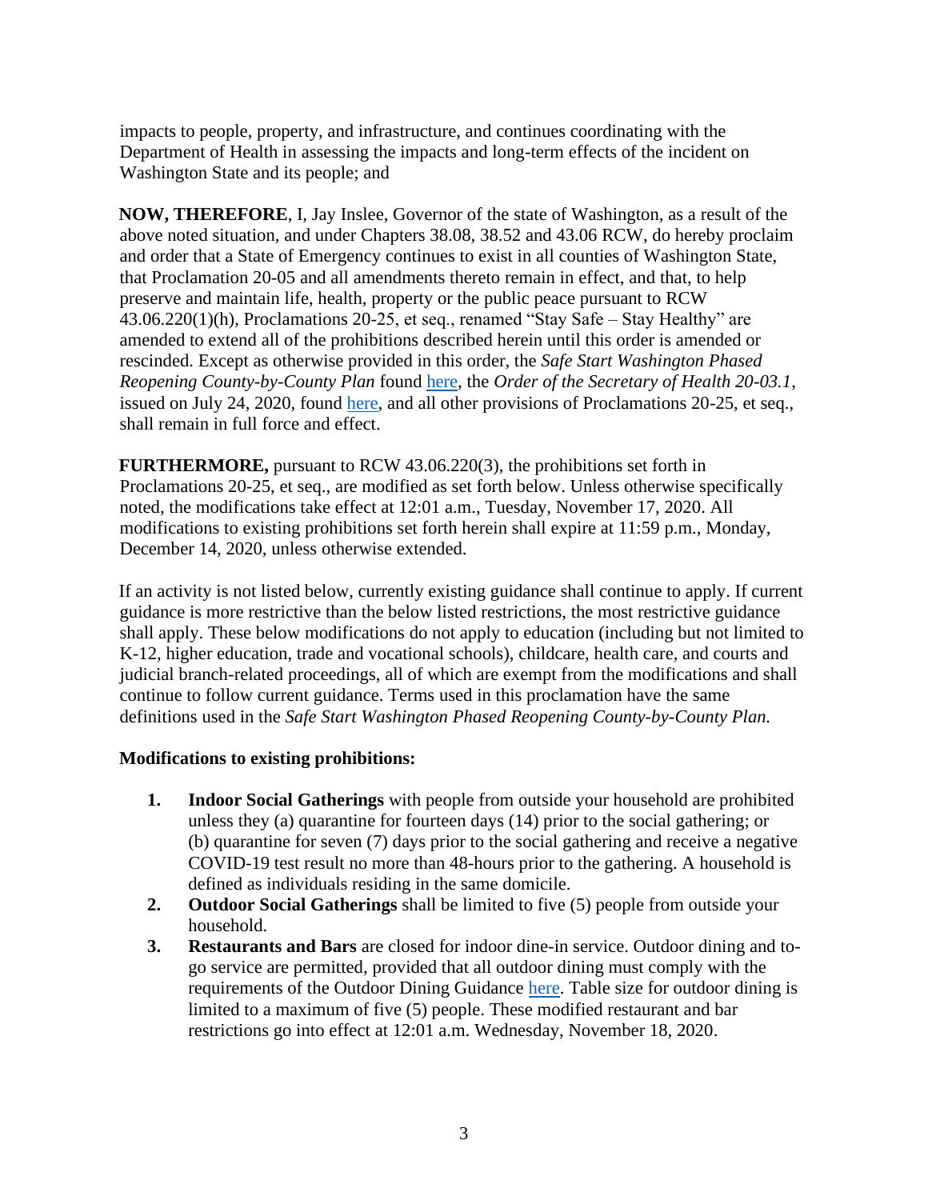impacts to people, property, and infrastructure, and continues coordinating with the Department of Health in assessing the impacts and long-term effects of the incident on Washington State and its people; and

**NOW, THEREFORE**, I, Jay Inslee, Governor of the state of Washington, as a result of the above noted situation, and under Chapters 38.08, 38.52 and 43.06 RCW, do hereby proclaim and order that a State of Emergency continues to exist in all counties of Washington State, that Proclamation 20-05 and all amendments thereto remain in effect, and that, to help preserve and maintain life, health, property or the public peace pursuant to RCW 43.06.220(1)(h), Proclamations 20-25, et seq., renamed "Stay Safe – Stay Healthy" are amended to extend all of the prohibitions described herein until this order is amended or rescinded. Except as otherwise provided in this order, the *Safe Start Washington Phased Reopening County-by-County Plan* found here, the *Order of the Secretary of Health 20-03.1*, issued on July 24, 2020, found here, and all other provisions of Proclamations 20-25, et seq., shall remain in full force and effect.

**FURTHERMORE,** pursuant to RCW 43.06.220(3), the prohibitions set forth in Proclamations 20-25, et seq., are modified as set forth below. Unless otherwise specifically noted, the modifications take effect at 12:01 a.m., Tuesday, November 17, 2020. All modifications to existing prohibitions set forth herein shall expire at 11:59 p.m., Monday, December 14, 2020, unless otherwise extended.

If an activity is not listed below, currently existing guidance shall continue to apply. If current guidance is more restrictive than the below listed restrictions, the most restrictive guidance shall apply. These below modifications do not apply to education (including but not limited to K-12, higher education, trade and vocational schools), childcare, health care, and courts and judicial branch-related proceedings, all of which are exempt from the modifications and shall continue to follow current guidance. Terms used in this proclamation have the same definitions used in the *Safe Start Washington Phased Reopening County-by-County Plan.*

**Modifications to existing prohibitions:**

1. **Indoor Social Gatherings** with people from outside your household are prohibited unless they (a) quarantine for fourteen days (14) prior to the social gathering; or (b) quarantine for seven (7) days prior to the social gathering and receive a negative COVID-19 test result no more than 48-hours prior to the gathering. A household is defined as individuals residing in the same domicile.
2. **Outdoor Social Gatherings** shall be limited to five (5) people from outside your household.
3. **Restaurants and Bars** are closed for indoor dine-in service. Outdoor dining and to-go service are permitted, provided that all outdoor dining must comply with the requirements of the Outdoor Dining Guidance here. Table size for outdoor dining is limited to a maximum of five (5) people. These modified restaurant and bar restrictions go into effect at 12:01 a.m. Wednesday, November 18, 2020.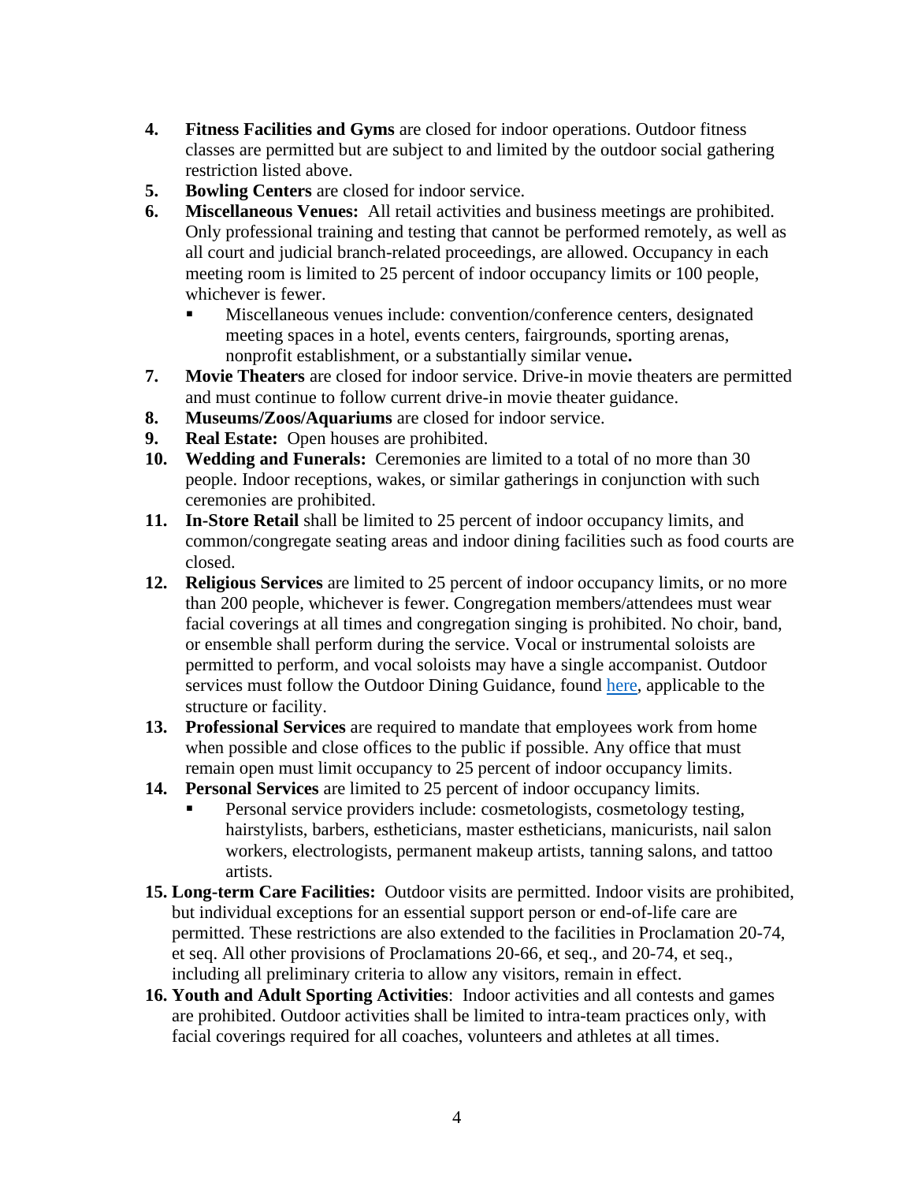4. **Fitness Facilities and Gyms** are closed for indoor operations. Outdoor fitness classes are permitted but are subject to and limited by the outdoor social gathering restriction listed above.
5. **Bowling Centers** are closed for indoor service.
6. **Miscellaneous Venues:** All retail activities and business meetings are prohibited. Only professional training and testing that cannot be performed remotely, as well as all court and judicial branch-related proceedings, are allowed. Occupancy in each meeting room is limited to 25 percent of indoor occupancy limits or 100 people, whichever is fewer.
   - Miscellaneous venues include: convention/conference centers, designated meeting spaces in a hotel, events centers, fairgrounds, sporting arenas, nonprofit establishment, or a substantially similar venue**.**
7. **Movie Theaters** are closed for indoor service. Drive-in movie theaters are permitted and must continue to follow current drive-in movie theater guidance.
8. **Museums/Zoos/Aquariums** are closed for indoor service.
9. **Real Estate:** Open houses are prohibited.
10. **Wedding and Funerals:** Ceremonies are limited to a total of no more than 30 people. Indoor receptions, wakes, or similar gatherings in conjunction with such ceremonies are prohibited.
11. **In-Store Retail** shall be limited to 25 percent of indoor occupancy limits, and common/congregate seating areas and indoor dining facilities such as food courts are closed.
12. **Religious Services** are limited to 25 percent of indoor occupancy limits, or no more than 200 people, whichever is fewer. Congregation members/attendees must wear facial coverings at all times and congregation singing is prohibited. No choir, band, or ensemble shall perform during the service. Vocal or instrumental soloists are permitted to perform, and vocal soloists may have a single accompanist. Outdoor services must follow the Outdoor Dining Guidance, found [here](), applicable to the structure or facility.
13. **Professional Services** are required to mandate that employees work from home when possible and close offices to the public if possible. Any office that must remain open must limit occupancy to 25 percent of indoor occupancy limits.
14. **Personal Services** are limited to 25 percent of indoor occupancy limits.
    - Personal service providers include: cosmetologists, cosmetology testing, hairstylists, barbers, estheticians, master estheticians, manicurists, nail salon workers, electrologists, permanent makeup artists, tanning salons, and tattoo artists.
15. **Long-term Care Facilities:** Outdoor visits are permitted. Indoor visits are prohibited, but individual exceptions for an essential support person or end-of-life care are permitted. These restrictions are also extended to the facilities in Proclamation 20-74, et seq. All other provisions of Proclamations 20-66, et seq., and 20-74, et seq., including all preliminary criteria to allow any visitors, remain in effect.
16. **Youth and Adult Sporting Activities**: Indoor activities and all contests and games are prohibited. Outdoor activities shall be limited to intra-team practices only, with facial coverings required for all coaches, volunteers and athletes at all times.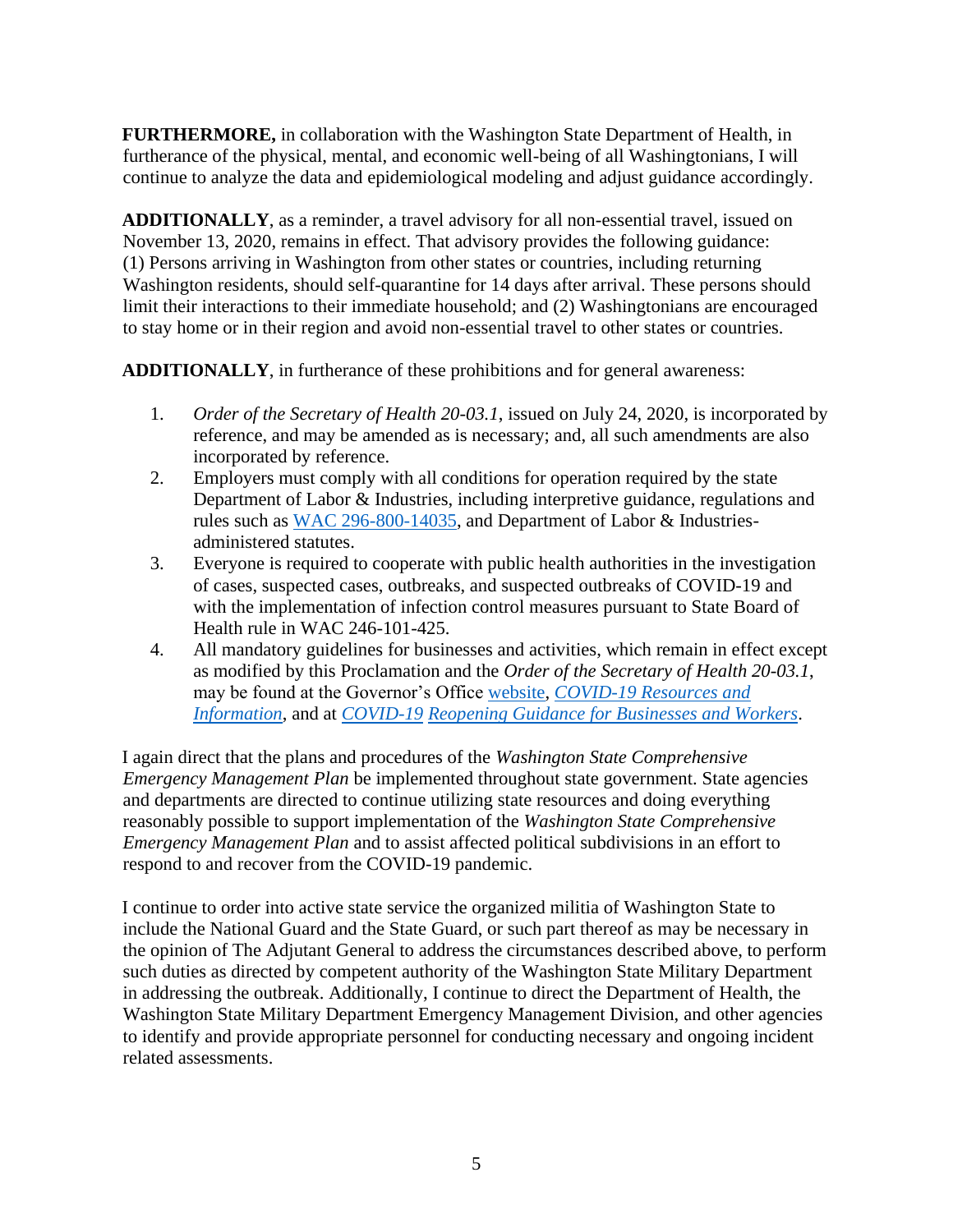**FURTHERMORE,** in collaboration with the Washington State Department of Health, in furtherance of the physical, mental, and economic well-being of all Washingtonians, I will continue to analyze the data and epidemiological modeling and adjust guidance accordingly.

**ADDITIONALLY**, as a reminder, a travel advisory for all non-essential travel, issued on November 13, 2020, remains in effect. That advisory provides the following guidance: (1) Persons arriving in Washington from other states or countries, including returning Washington residents, should self-quarantine for 14 days after arrival. These persons should limit their interactions to their immediate household; and (2) Washingtonians are encouraged to stay home or in their region and avoid non-essential travel to other states or countries.

**ADDITIONALLY**, in furtherance of these prohibitions and for general awareness:

1. *Order of the Secretary of Health 20-03.1*, issued on July 24, 2020, is incorporated by reference, and may be amended as is necessary; and, all such amendments are also incorporated by reference.
2. Employers must comply with all conditions for operation required by the state Department of Labor & Industries, including interpretive guidance, regulations and rules such as WAC 296-800-14035, and Department of Labor & Industries-administered statutes.
3. Everyone is required to cooperate with public health authorities in the investigation of cases, suspected cases, outbreaks, and suspected outbreaks of COVID-19 and with the implementation of infection control measures pursuant to State Board of Health rule in WAC 246-101-425.
4. All mandatory guidelines for businesses and activities, which remain in effect except as modified by this Proclamation and the *Order of the Secretary of Health 20-03.1*, may be found at the Governor's Office website, *COVID-19 Resources and Information*, and at *COVID-19 Reopening Guidance for Businesses and Workers*.

I again direct that the plans and procedures of the *Washington State Comprehensive Emergency Management Plan* be implemented throughout state government. State agencies and departments are directed to continue utilizing state resources and doing everything reasonably possible to support implementation of the *Washington State Comprehensive Emergency Management Plan* and to assist affected political subdivisions in an effort to respond to and recover from the COVID-19 pandemic.

I continue to order into active state service the organized militia of Washington State to include the National Guard and the State Guard, or such part thereof as may be necessary in the opinion of The Adjutant General to address the circumstances described above, to perform such duties as directed by competent authority of the Washington State Military Department in addressing the outbreak. Additionally, I continue to direct the Department of Health, the Washington State Military Department Emergency Management Division, and other agencies to identify and provide appropriate personnel for conducting necessary and ongoing incident related assessments.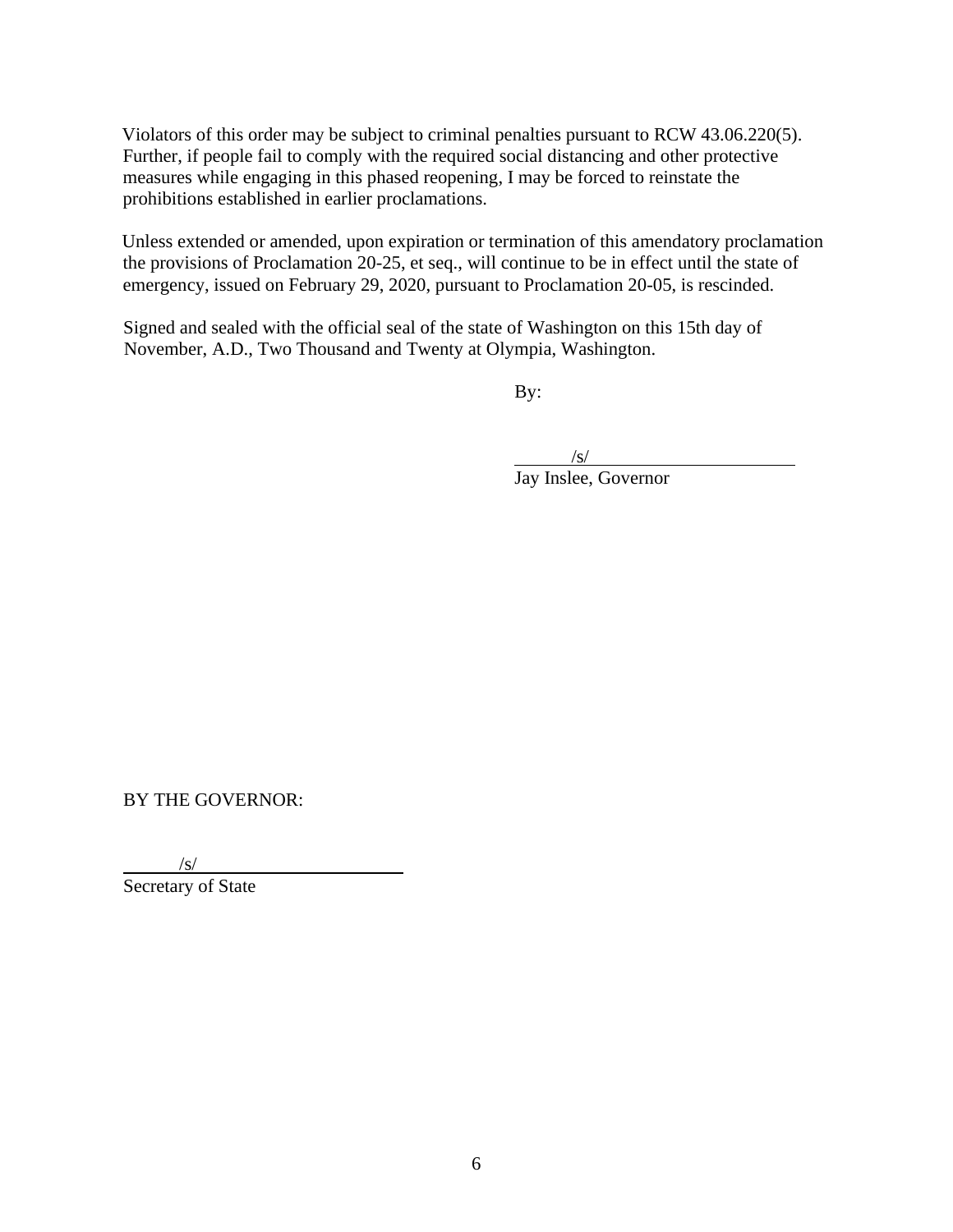Violators of this order may be subject to criminal penalties pursuant to RCW 43.06.220(5). Further, if people fail to comply with the required social distancing and other protective measures while engaging in this phased reopening, I may be forced to reinstate the prohibitions established in earlier proclamations.

Unless extended or amended, upon expiration or termination of this amendatory proclamation the provisions of Proclamation 20-25, et seq., will continue to be in effect until the state of emergency, issued on February 29, 2020, pursuant to Proclamation 20-05, is rescinded.

Signed and sealed with the official seal of the state of Washington on this 15th day of November, A.D., Two Thousand and Twenty at Olympia, Washington.

By:

/s/

Jay Inslee, Governor

BY THE GOVERNOR:

/s/

Secretary of State